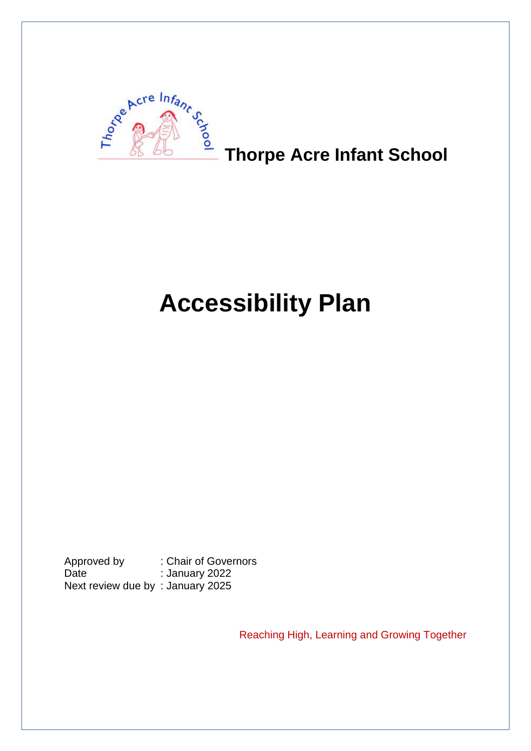# Thorpe Acre Infant School

# Accessibility Plan

Approved by : Chair of Governors
Date : January 2022
Next review due by : January 2025

Reaching High, Learning and Growing Together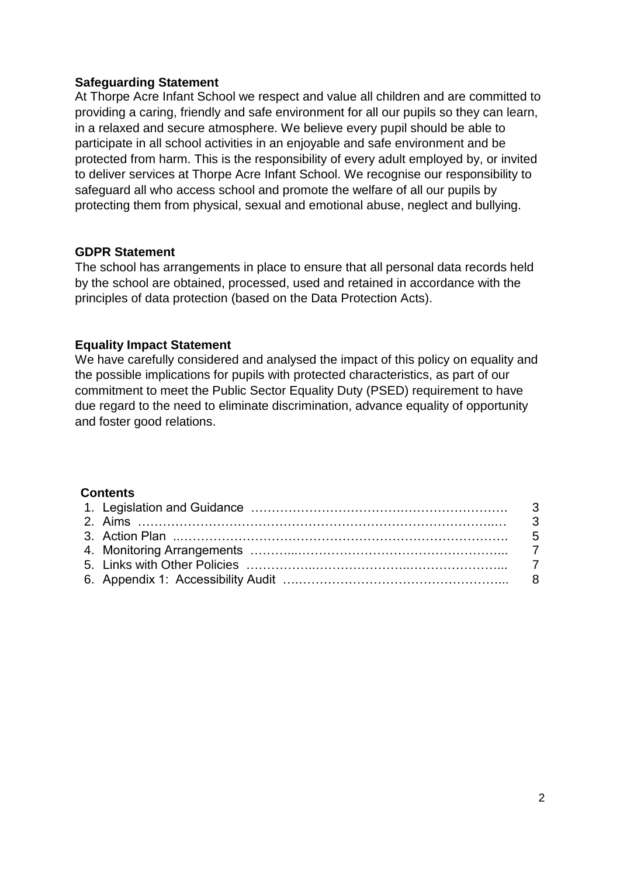### Safeguarding Statement

At Thorpe Acre Infant School we respect and value all children and are committed to providing a caring, friendly and safe environment for all our pupils so they can learn, in a relaxed and secure atmosphere. We believe every pupil should be able to participate in all school activities in an enjoyable and safe environment and be protected from harm. This is the responsibility of every adult employed by, or invited to deliver services at Thorpe Acre Infant School. We recognise our responsibility to safeguard all who access school and promote the welfare of all our pupils by protecting them from physical, sexual and emotional abuse, neglect and bullying.

### GDPR Statement

The school has arrangements in place to ensure that all personal data records held by the school are obtained, processed, used and retained in accordance with the principles of data protection (based on the Data Protection Acts).

### Equality Impact Statement

We have carefully considered and analysed the impact of this policy on equality and the possible implications for pupils with protected characteristics, as part of our commitment to meet the Public Sector Equality Duty (PSED) requirement to have due regard to the need to eliminate discrimination, advance equality of opportunity and foster good relations.

### Contents

1. Legislation and Guidance ………………………………………………………. 3
2. Aims ……………………………………………………………………………..… 3
3. Action Plan ..……………………………………………………………………. 5
4. Monitoring Arrangements ………..…………………………………….……….... 7
5. Links with Other Policies ……………..…………………..…………………... 7
6. Appendix 1: Accessibility Audit ….…………………………………………... 8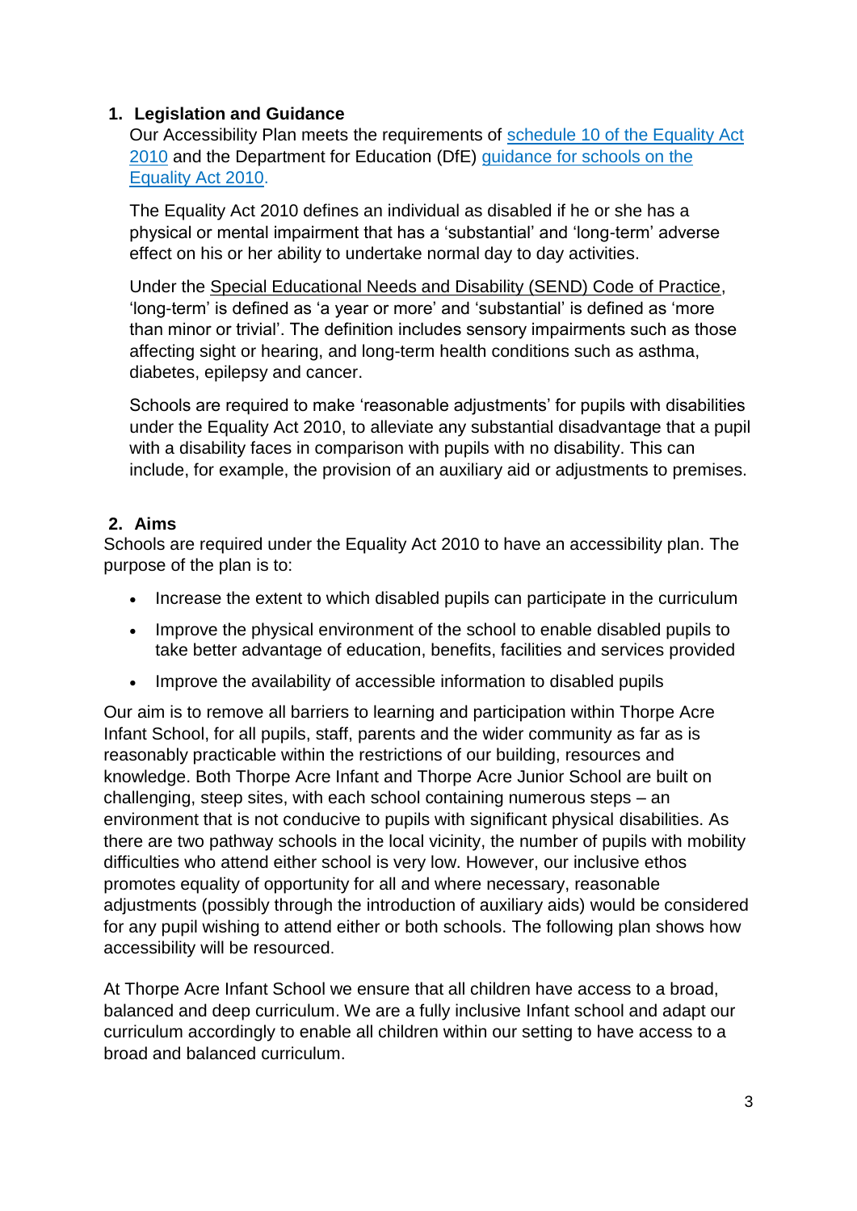## 1. Legislation and Guidance

Our Accessibility Plan meets the requirements of schedule 10 of the Equality Act 2010 and the Department for Education (DfE) guidance for schools on the Equality Act 2010.

The Equality Act 2010 defines an individual as disabled if he or she has a physical or mental impairment that has a 'substantial' and 'long-term' adverse effect on his or her ability to undertake normal day to day activities.

Under the Special Educational Needs and Disability (SEND) Code of Practice, 'long-term' is defined as 'a year or more' and 'substantial' is defined as 'more than minor or trivial'. The definition includes sensory impairments such as those affecting sight or hearing, and long-term health conditions such as asthma, diabetes, epilepsy and cancer.

Schools are required to make 'reasonable adjustments' for pupils with disabilities under the Equality Act 2010, to alleviate any substantial disadvantage that a pupil with a disability faces in comparison with pupils with no disability. This can include, for example, the provision of an auxiliary aid or adjustments to premises.

## 2. Aims

Schools are required under the Equality Act 2010 to have an accessibility plan. The purpose of the plan is to:

- Increase the extent to which disabled pupils can participate in the curriculum
- Improve the physical environment of the school to enable disabled pupils to take better advantage of education, benefits, facilities and services provided
- Improve the availability of accessible information to disabled pupils

Our aim is to remove all barriers to learning and participation within Thorpe Acre Infant School, for all pupils, staff, parents and the wider community as far as is reasonably practicable within the restrictions of our building, resources and knowledge. Both Thorpe Acre Infant and Thorpe Acre Junior School are built on challenging, steep sites, with each school containing numerous steps – an environment that is not conducive to pupils with significant physical disabilities. As there are two pathway schools in the local vicinity, the number of pupils with mobility difficulties who attend either school is very low. However, our inclusive ethos promotes equality of opportunity for all and where necessary, reasonable adjustments (possibly through the introduction of auxiliary aids) would be considered for any pupil wishing to attend either or both schools. The following plan shows how accessibility will be resourced.

At Thorpe Acre Infant School we ensure that all children have access to a broad, balanced and deep curriculum. We are a fully inclusive Infant school and adapt our curriculum accordingly to enable all children within our setting to have access to a broad and balanced curriculum.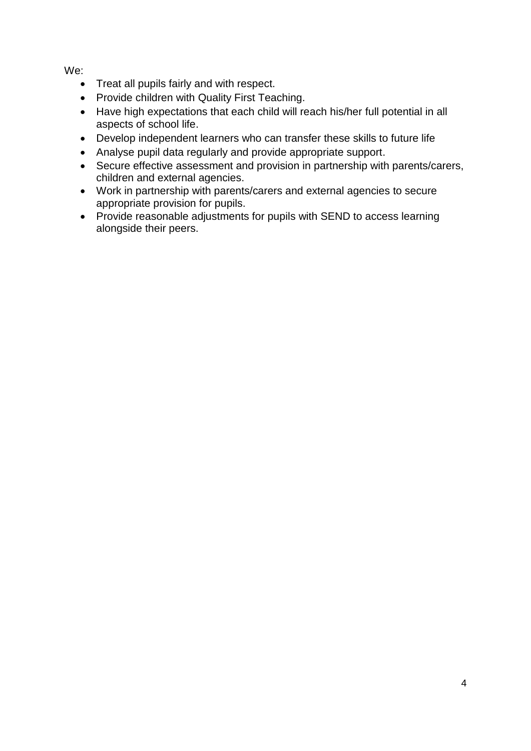We:

- Treat all pupils fairly and with respect.
- Provide children with Quality First Teaching.
- Have high expectations that each child will reach his/her full potential in all aspects of school life.
- Develop independent learners who can transfer these skills to future life
- Analyse pupil data regularly and provide appropriate support.
- Secure effective assessment and provision in partnership with parents/carers, children and external agencies.
- Work in partnership with parents/carers and external agencies to secure appropriate provision for pupils.
- Provide reasonable adjustments for pupils with SEND to access learning alongside their peers.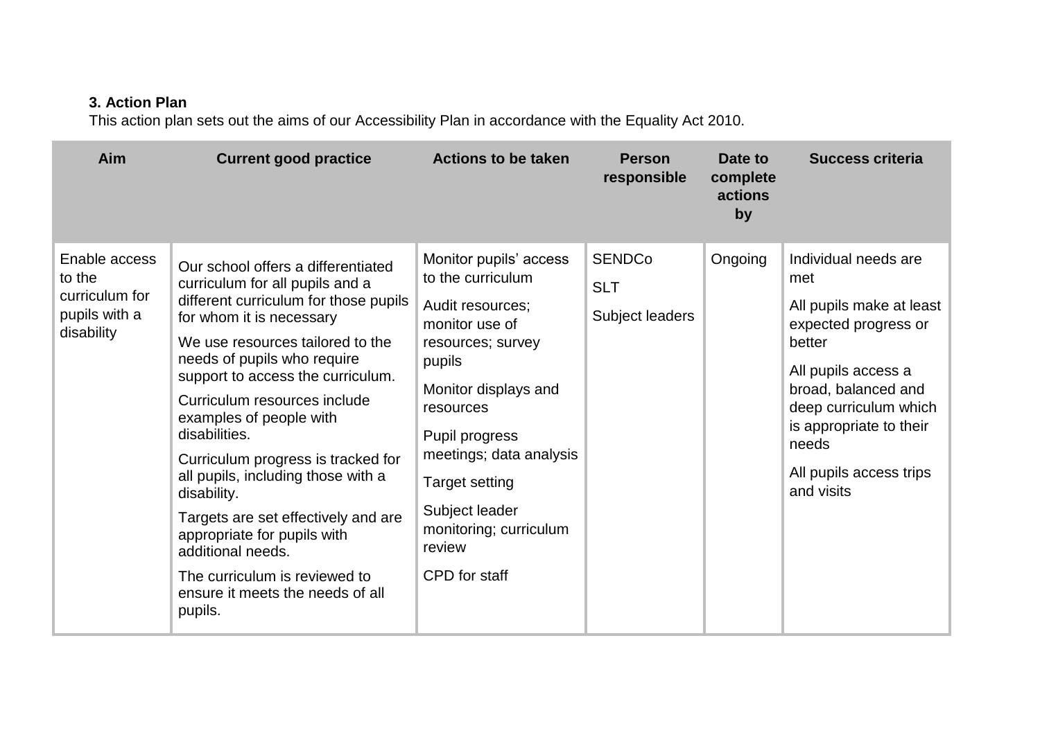**3. Action Plan**

This action plan sets out the aims of our Accessibility Plan in accordance with the Equality Act 2010.

| Aim | Current good practice | Actions to be taken | Person responsible | Date to complete actions by | Success criteria |
|---|---|---|---|---|---|
| Enable access to the curriculum for pupils with a disability | Our school offers a differentiated curriculum for all pupils and a different curriculum for those pupils for whom it is necessary<br><br>We use resources tailored to the needs of pupils who require support to access the curriculum.<br><br>Curriculum resources include examples of people with disabilities.<br><br>Curriculum progress is tracked for all pupils, including those with a disability.<br><br>Targets are set effectively and are appropriate for pupils with additional needs.<br><br>The curriculum is reviewed to ensure it meets the needs of all pupils. | Monitor pupils' access to the curriculum<br><br>Audit resources; monitor use of resources; survey pupils<br><br>Monitor displays and resources<br><br>Pupil progress meetings; data analysis<br><br>Target setting<br><br>Subject leader monitoring; curriculum review<br><br>CPD for staff | SENDCo<br><br>SLT<br><br>Subject leaders | Ongoing | Individual needs are met<br><br>All pupils make at least expected progress or better<br><br>All pupils access a broad, balanced and deep curriculum which is appropriate to their needs<br><br>All pupils access trips and visits |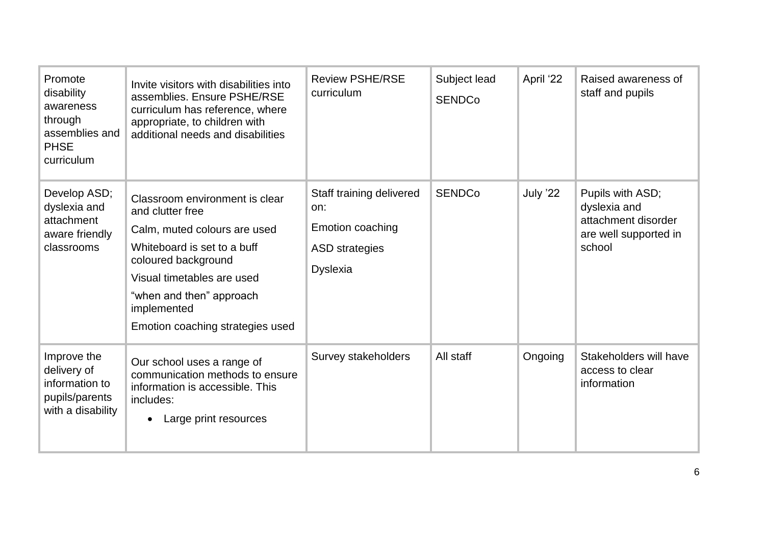| Promote disability awareness through assemblies and PHSE curriculum | Invite visitors with disabilities into assemblies. Ensure PSHE/RSE curriculum has reference, where appropriate, to children with additional needs and disabilities | Review PSHE/RSE curriculum | Subject lead<br>SENDCo | April '22 | Raised awareness of staff and pupils |
|---|---|---|---|---|---|
| Develop ASD; dyslexia and attachment aware friendly classrooms | Classroom environment is clear and clutter free<br>Calm, muted colours are used<br>Whiteboard is set to a buff coloured background<br>Visual timetables are used<br>"when and then" approach implemented<br>Emotion coaching strategies used | Staff training delivered on:<br>Emotion coaching<br>ASD strategies<br>Dyslexia | SENDCo | July '22 | Pupils with ASD; dyslexia and attachment disorder are well supported in school |
| Improve the delivery of information to pupils/parents with a disability | Our school uses a range of communication methods to ensure information is accessible. This includes:<br>• Large print resources | Survey stakeholders | All staff | Ongoing | Stakeholders will have access to clear information |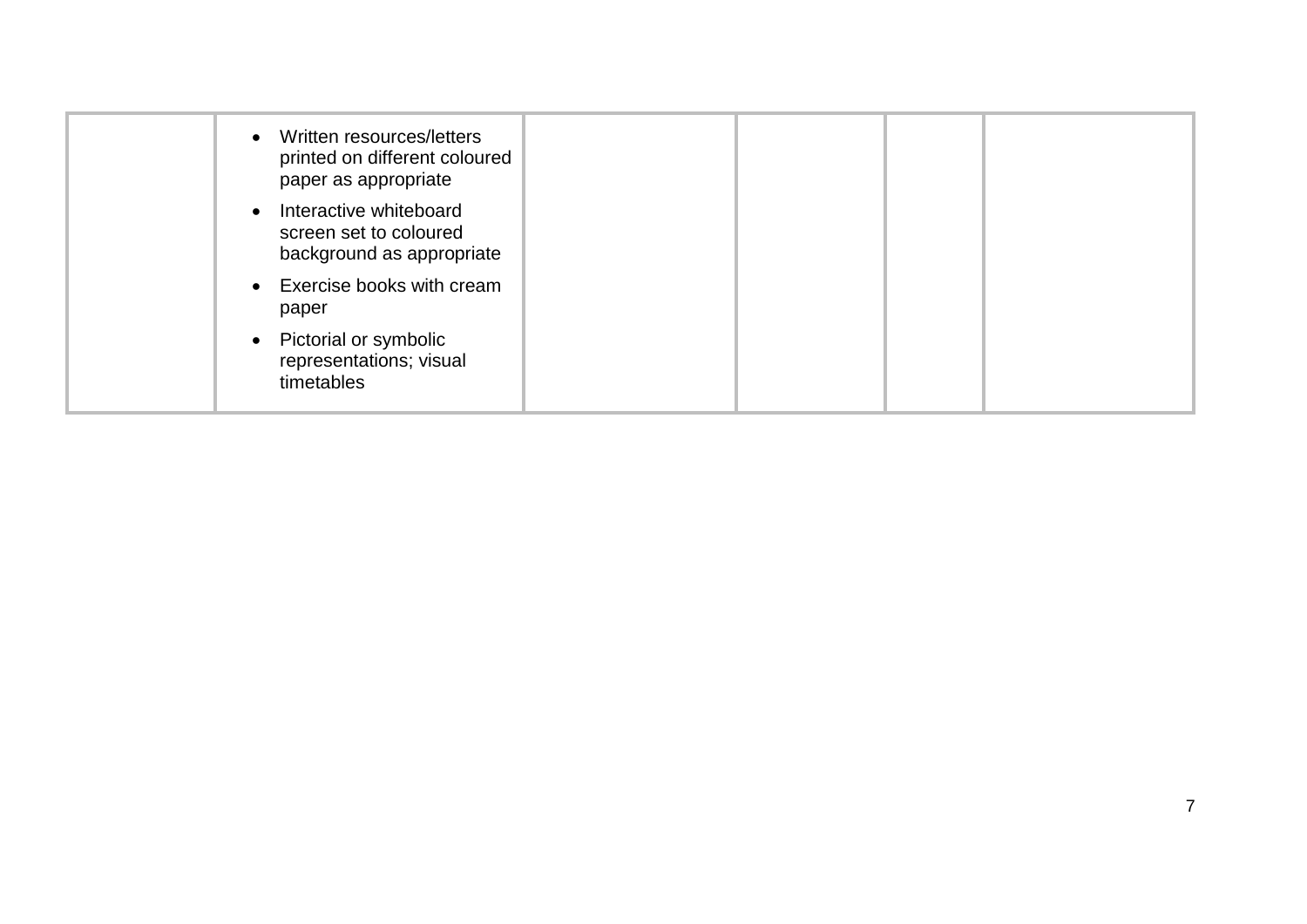|  |  |  |  |  |  |
|---|---|---|---|---|---|
|  | • Written resources/letters printed on different coloured paper as appropriate<br>• Interactive whiteboard screen set to coloured background as appropriate<br>• Exercise books with cream paper<br>• Pictorial or symbolic representations; visual timetables |  |  |  |  |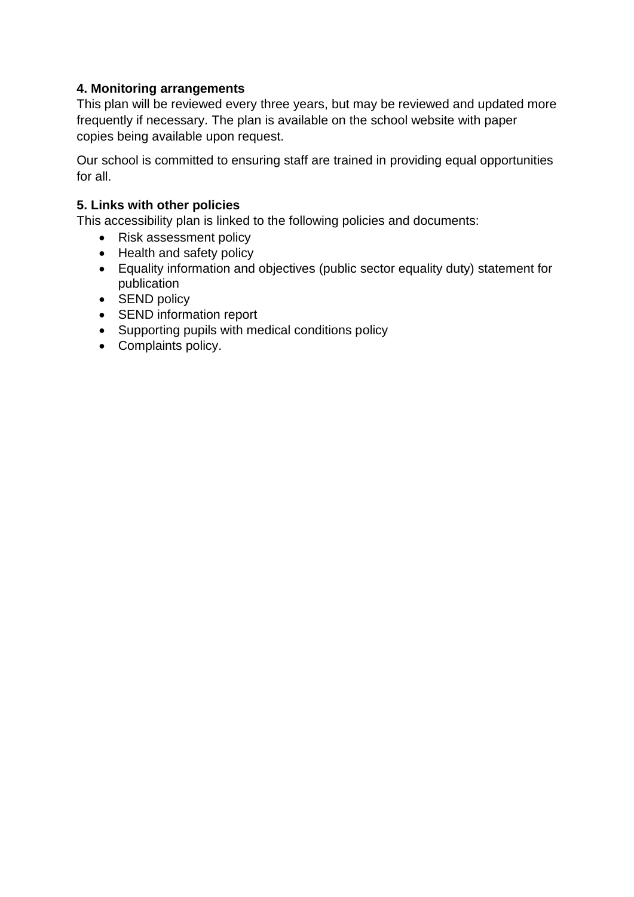## 4. Monitoring arrangements

This plan will be reviewed every three years, but may be reviewed and updated more frequently if necessary. The plan is available on the school website with paper copies being available upon request.

Our school is committed to ensuring staff are trained in providing equal opportunities for all.

## 5. Links with other policies

This accessibility plan is linked to the following policies and documents:

- Risk assessment policy
- Health and safety policy
- Equality information and objectives (public sector equality duty) statement for publication
- SEND policy
- SEND information report
- Supporting pupils with medical conditions policy
- Complaints policy.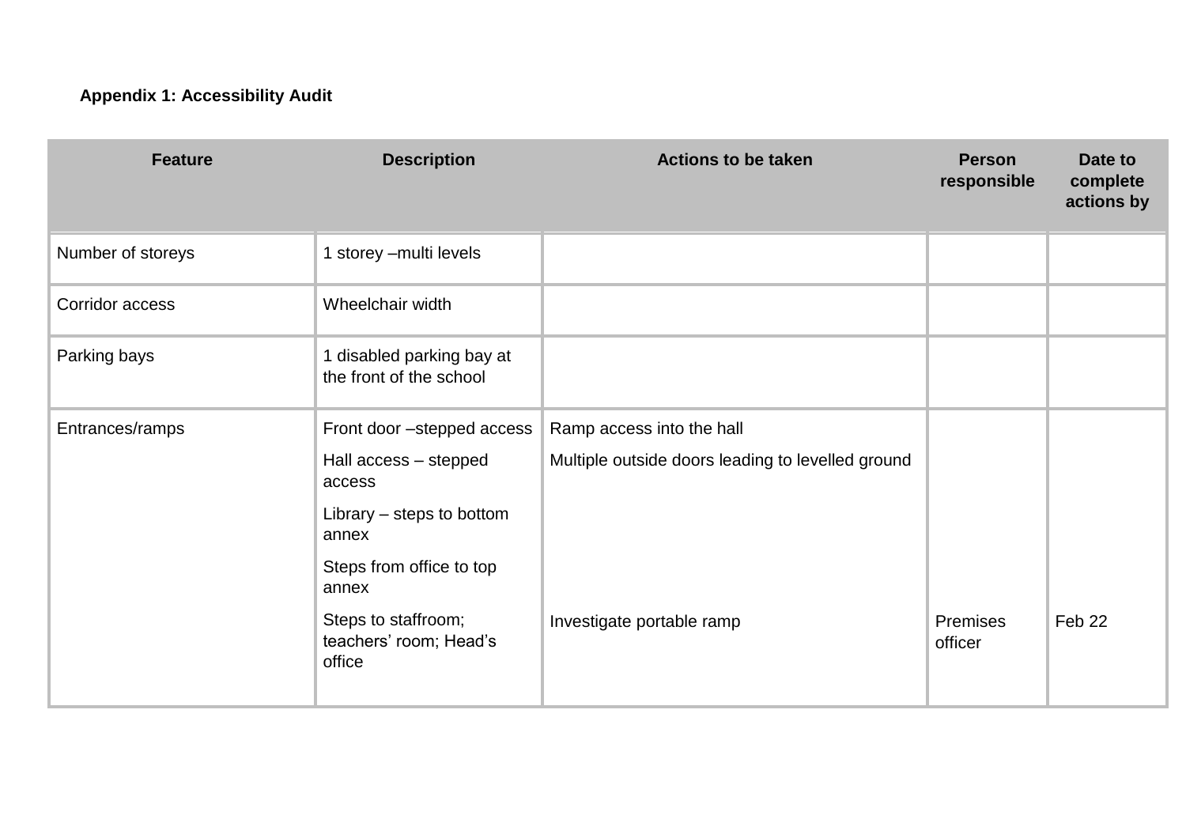**Appendix 1: Accessibility Audit**

| Feature | Description | Actions to be taken | Person responsible | Date to complete actions by |
|---|---|---|---|---|
| Number of storeys | 1 storey –multi levels | | | |
| Corridor access | Wheelchair width | | | |
| Parking bays | 1 disabled parking bay at the front of the school | | | |
| Entrances/ramps | Front door –stepped access<br>Hall access – stepped access<br>Library – steps to bottom annex<br>Steps from office to top annex<br>Steps to staffroom; teachers' room; Head's office | Ramp access into the hall<br>Multiple outside doors leading to levelled ground<br>Investigate portable ramp | Premises officer | Feb 22 |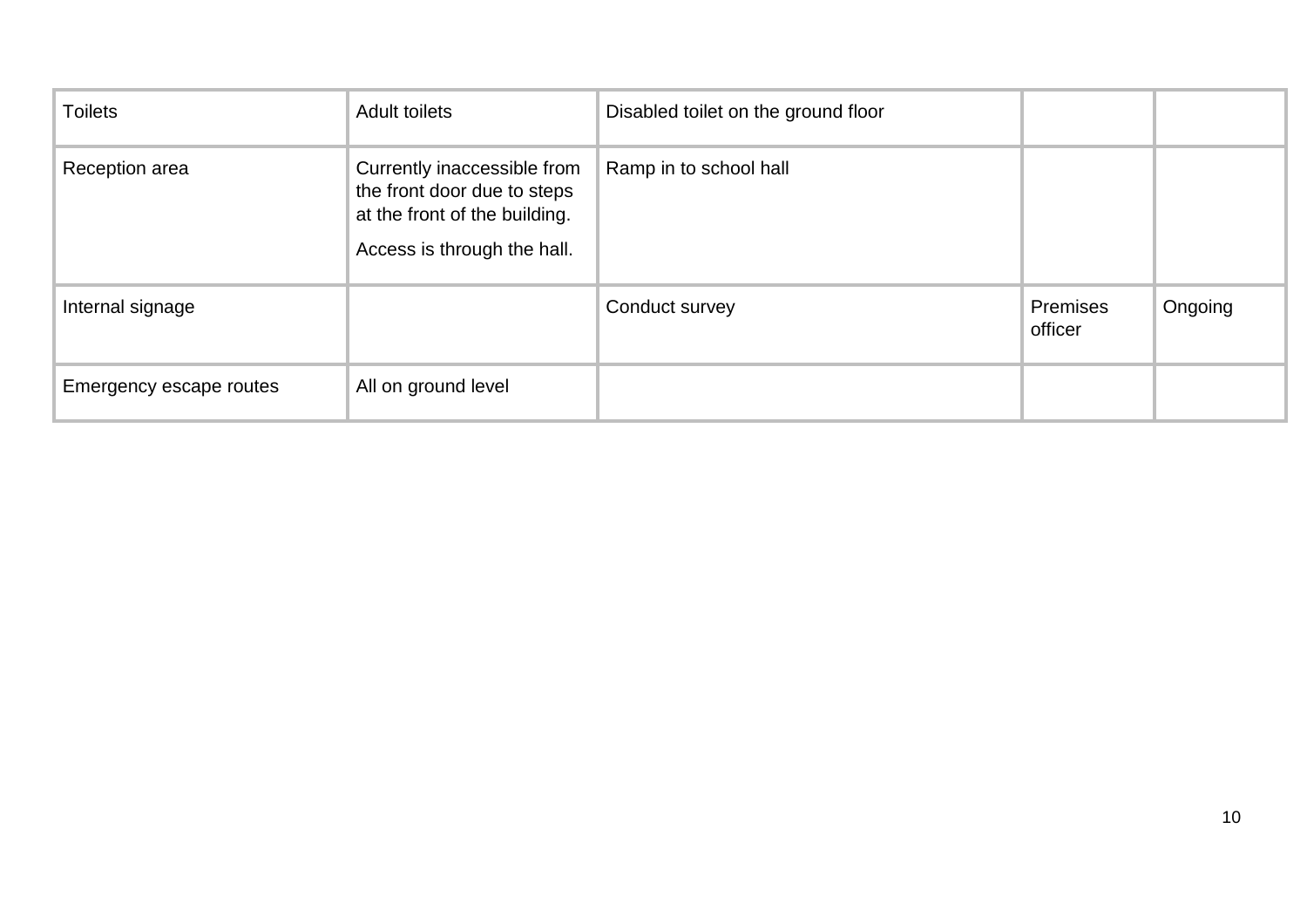| | | | | |
|---|---|---|---|---|
| Toilets | Adult toilets | Disabled toilet on the ground floor | | |
| Reception area | Currently inaccessible from the front door due to steps at the front of the building.<br><br>Access is through the hall. | Ramp in to school hall | | |
| Internal signage | | Conduct survey | Premises officer | Ongoing |
| Emergency escape routes | All on ground level | | | |